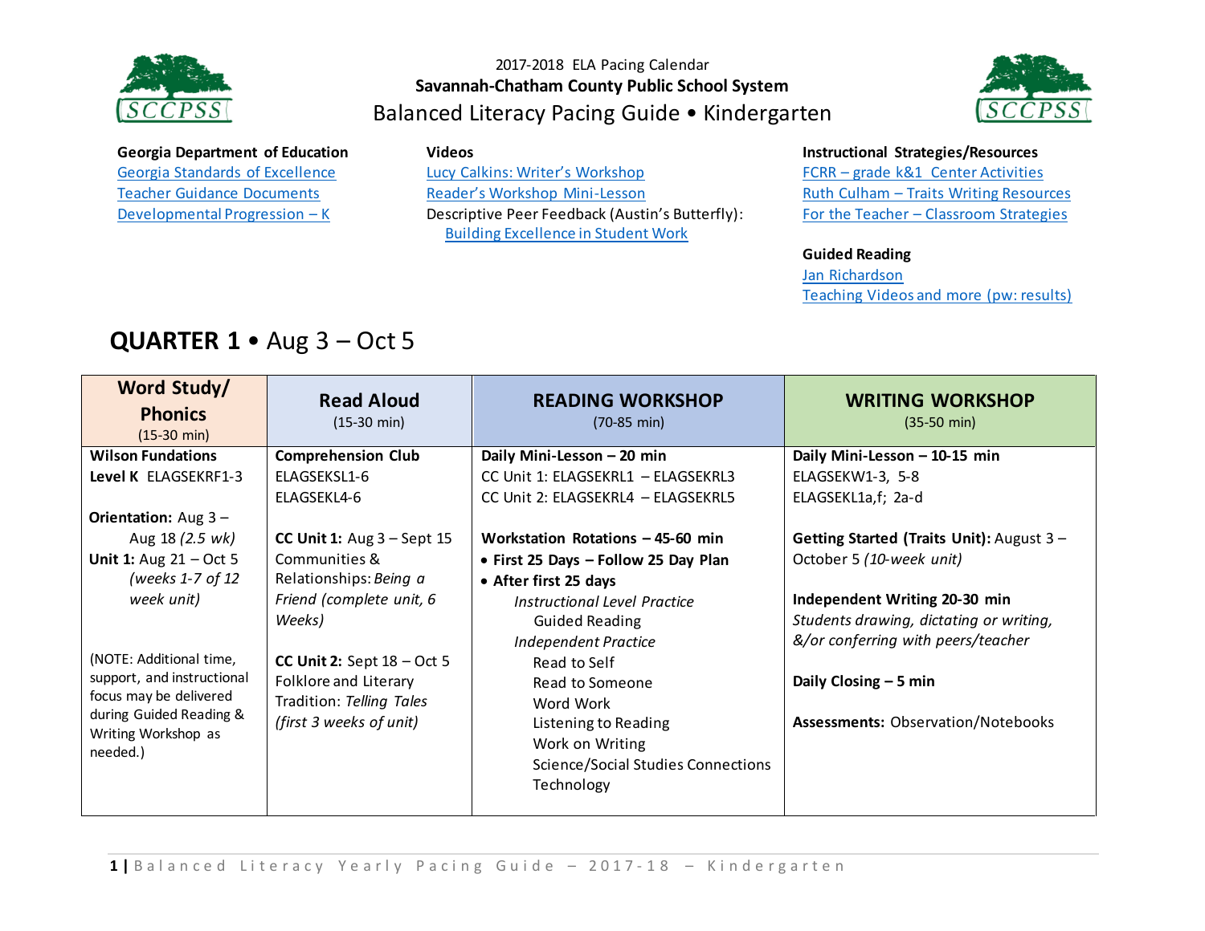2017-2018 ELA Pacing Calendar

**Savannah-Chatham County Public School System**

# Balanced Literacy Pacing Guide • Kindergarten

**Georgia Department of Education**
Georgia Standards of Excellence
Teacher Guidance Documents
Developmental Progression – K

**Videos**
Lucy Calkins: Writer's Workshop
Reader's Workshop Mini-Lesson
Descriptive Peer Feedback (Austin's Butterfly):
Building Excellence in Student Work

**Instructional Strategies/Resources**
FCRR – grade k&1 Center Activities
Ruth Culham – Traits Writing Resources
For the Teacher – Classroom Strategies

**Guided Reading**
Jan Richardson
Teaching Videos and more (pw: results)

## QUARTER 1 • Aug 3 – Oct 5

| **Word Study/ Phonics** (15-30 min) | **Read Aloud** (15-30 min) | **READING WORKSHOP** (70-85 min) | **WRITING WORKSHOP** (35-50 min) |
|---|---|---|---|
| **Wilson Fundations Level K** ELAGSEKRF1-3<br><br>**Orientation:** Aug 3 – Aug 18 *(2.5 wk)*<br>**Unit 1:** Aug 21 – Oct 5 *(weeks 1-7 of 12 week unit)*<br><br>(NOTE: Additional time, support, and instructional focus may be delivered during Guided Reading & Writing Workshop as needed.) | **Comprehension Club**<br>ELAGSEKSL1-6<br>ELAGSEKL4-6<br><br>**CC Unit 1:** Aug 3 – Sept 15<br>Communities & Relationships: *Being a Friend (complete unit, 6 Weeks)*<br><br>**CC Unit 2:** Sept 18 – Oct 5<br>Folklore and Literary Tradition: *Telling Tales (first 3 weeks of unit)* | **Daily Mini-Lesson – 20 min**<br>CC Unit 1: ELAGSEKRL1 – ELAGSEKRL3<br>CC Unit 2: ELAGSEKRL4 – ELAGSEKRL5<br><br>**Workstation Rotations – 45-60 min**<br>• **First 25 Days – Follow 25 Day Plan**<br>• **After first 25 days**<br>*Instructional Level Practice*<br>Guided Reading<br>*Independent Practice*<br>Read to Self<br>Read to Someone<br>Word Work<br>Listening to Reading<br>Work on Writing<br>Science/Social Studies Connections<br>Technology | **Daily Mini-Lesson – 10-15 min**<br>ELAGSEKW1-3, 5-8<br>ELAGSEKL1a,f; 2a-d<br><br>**Getting Started (Traits Unit):** August 3 – October 5 *(10-week unit)*<br><br>**Independent Writing 20-30 min**<br>*Students drawing, dictating or writing, &/or conferring with peers/teacher*<br><br>**Daily Closing – 5 min**<br><br>**Assessments:** Observation/Notebooks |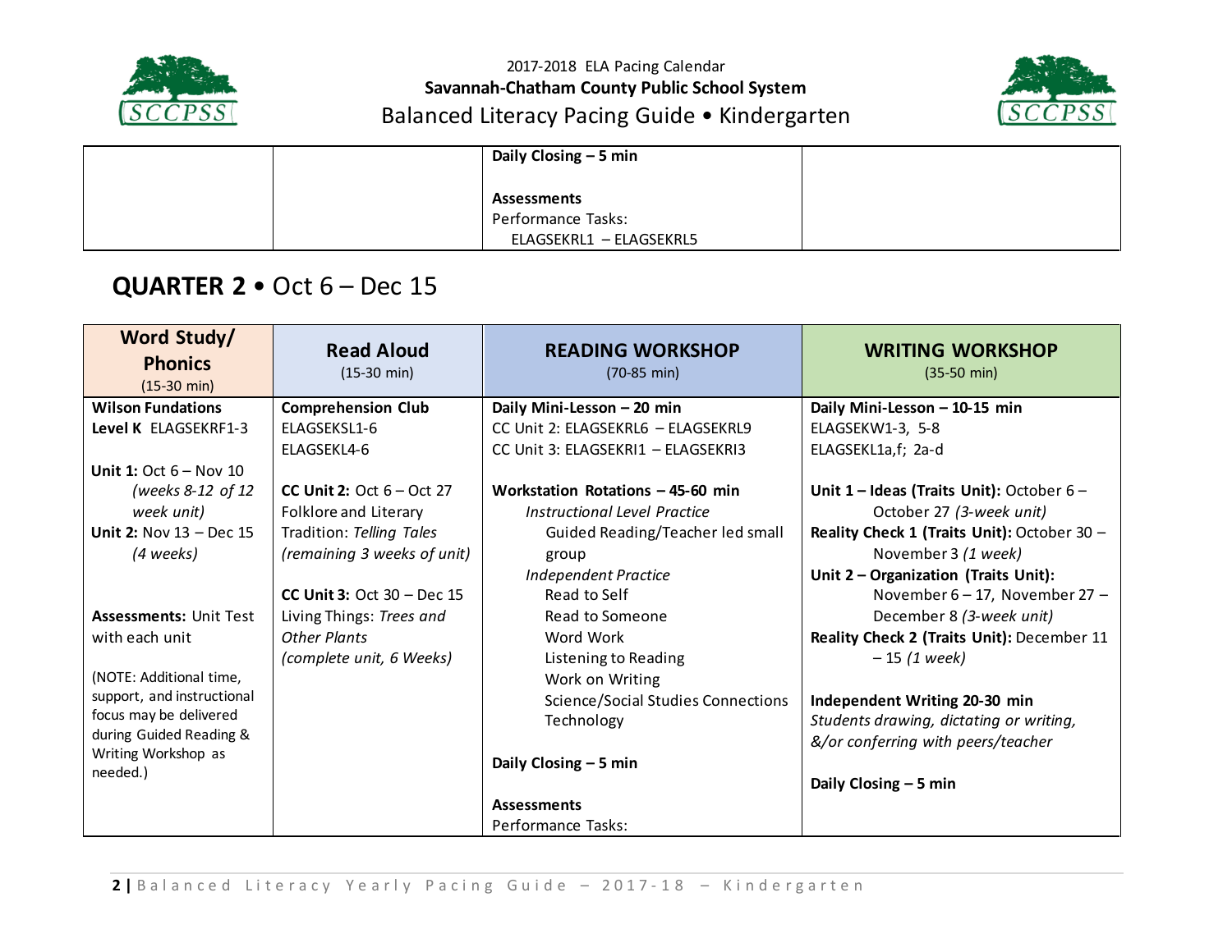| | | Daily Closing – 5 min<br><br>**Assessments**<br>Performance Tasks:<br>ELAGSEKRL1 – ELAGSEKRL5 | |
|---|---|---|---|

## QUARTER 2 • Oct 6 – Dec 15

| Word Study/ Phonics (15-30 min) | Read Aloud (15-30 min) | READING WORKSHOP (70-85 min) | WRITING WORKSHOP (35-50 min) |
|---|---|---|---|
| **Wilson Fundations Level K** ELAGSEKRF1-3<br><br>**Unit 1:** Oct 6 – Nov 10 *(weeks 8-12 of 12 week unit)*<br>**Unit 2:** Nov 13 – Dec 15 *(4 weeks)*<br><br>**Assessments:** Unit Test with each unit<br><br>(NOTE: Additional time, support, and instructional focus may be delivered during Guided Reading & Writing Workshop as needed.) | **Comprehension Club**<br>ELAGSEKSL1-6<br>ELAGSEKL4-6<br><br>**CC Unit 2:** Oct 6 – Oct 27<br>Folklore and Literary Tradition: *Telling Tales* *(remaining 3 weeks of unit)*<br><br>**CC Unit 3:** Oct 30 – Dec 15<br>Living Things: *Trees and Other Plants* *(complete unit, 6 Weeks)* | **Daily Mini-Lesson – 20 min**<br>CC Unit 2: ELAGSEKRL6 – ELAGSEKRL9<br>CC Unit 3: ELAGSEKRI1 – ELAGSEKRI3<br><br>**Workstation Rotations – 45-60 min**<br>*Instructional Level Practice*<br>Guided Reading/Teacher led small group<br>*Independent Practice*<br>Read to Self<br>Read to Someone<br>Word Work<br>Listening to Reading<br>Work on Writing<br>Science/Social Studies Connections<br>Technology<br><br>**Daily Closing – 5 min**<br><br>**Assessments**<br>Performance Tasks: | **Daily Mini-Lesson – 10-15 min**<br>ELAGSEKW1-3, 5-8<br>ELAGSEKL1a,f; 2a-d<br><br>**Unit 1 – Ideas (Traits Unit):** October 6 – October 27 *(3-week unit)*<br>**Reality Check 1 (Traits Unit):** October 30 – November 3 *(1 week)*<br>**Unit 2 – Organization (Traits Unit):** November 6 – 17, November 27 – December 8 *(3-week unit)*<br>**Reality Check 2 (Traits Unit):** December 11 – 15 *(1 week)*<br><br>**Independent Writing 20-30 min**<br>*Students drawing, dictating or writing, &/or conferring with peers/teacher*<br><br>**Daily Closing – 5 min** |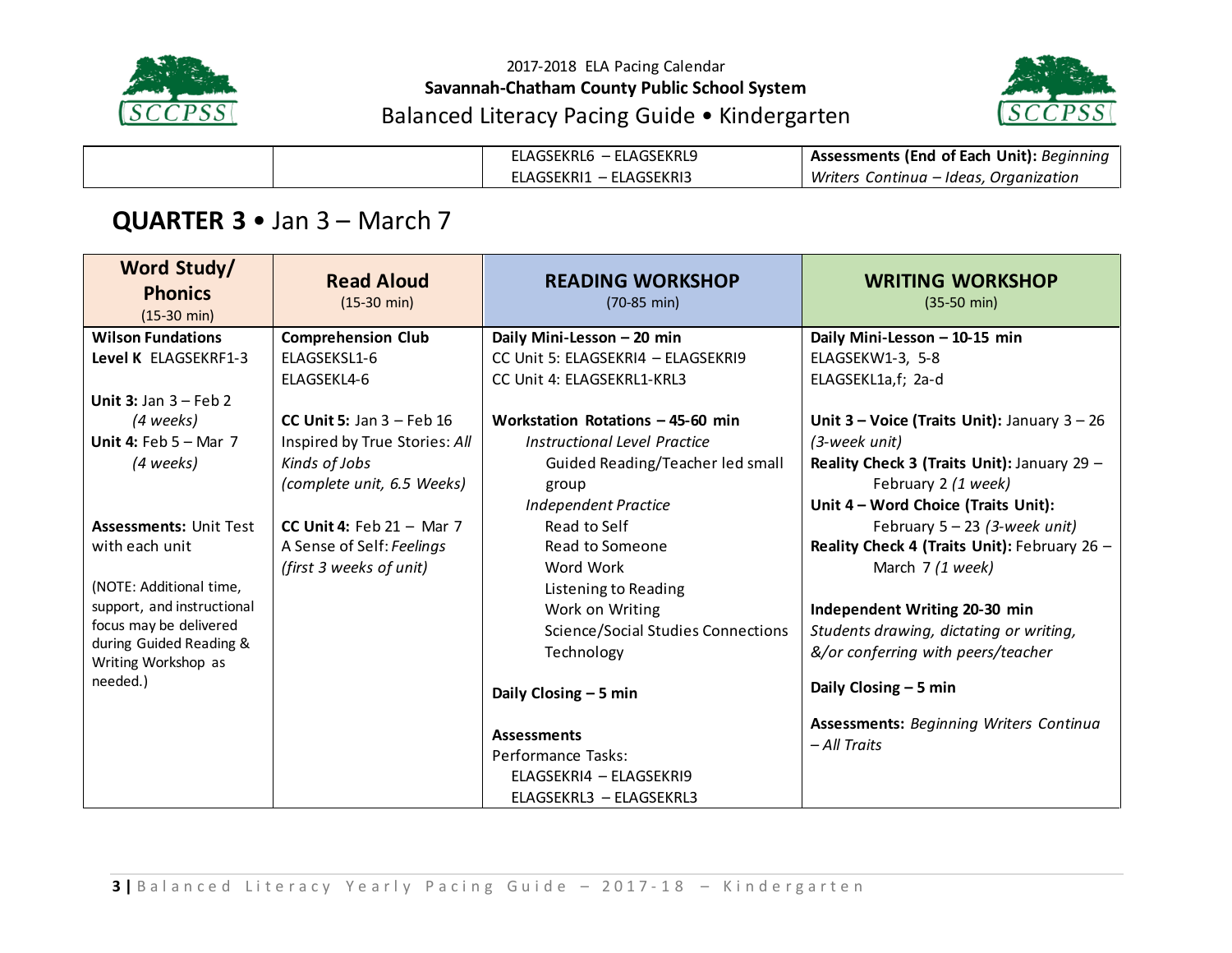2017-2018 ELA Pacing Calendar
**Savannah-Chatham County Public School System**
Balanced Literacy Pacing Guide • Kindergarten

| | | | |
|---|---|---|---|
| | | ELAGSEKRL6 – ELAGSEKRL9<br>ELAGSEKRI1 – ELAGSEKRI3 | **Assessments (End of Each Unit):** *Beginning Writers Continua – Ideas, Organization* |

## QUARTER 3 • Jan 3 – March 7

| **Word Study/ Phonics** (15-30 min) | **Read Aloud** (15-30 min) | **READING WORKSHOP** (70-85 min) | **WRITING WORKSHOP** (35-50 min) |
|---|---|---|---|
| **Wilson Fundations Level K** ELAGSEKRF1-3<br><br>**Unit 3:** Jan 3 – Feb 2 *(4 weeks)*<br>**Unit 4:** Feb 5 – Mar 7 *(4 weeks)*<br><br>**Assessments:** Unit Test with each unit<br><br>(NOTE: Additional time, support, and instructional focus may be delivered during Guided Reading & Writing Workshop as needed.) | **Comprehension Club**<br>ELAGSEKSL1-6<br>ELAGSEKL4-6<br><br>**CC Unit 5:** Jan 3 – Feb 16<br>Inspired by True Stories: *All Kinds of Jobs (complete unit, 6.5 Weeks)*<br><br>**CC Unit 4:** Feb 21 – Mar 7<br>A Sense of Self: *Feelings (first 3 weeks of unit)* | **Daily Mini-Lesson – 20 min**<br>CC Unit 5: ELAGSEKRI4 – ELAGSEKRI9<br>CC Unit 4: ELAGSEKRL1-KRL3<br><br>**Workstation Rotations – 45-60 min**<br>*Instructional Level Practice*<br>Guided Reading/Teacher led small group<br>*Independent Practice*<br>Read to Self<br>Read to Someone<br>Word Work<br>Listening to Reading<br>Work on Writing<br>Science/Social Studies Connections<br>Technology<br><br>**Daily Closing – 5 min**<br><br>**Assessments**<br>Performance Tasks:<br>ELAGSEKRI4 – ELAGSEKRI9<br>ELAGSEKRL3 – ELAGSEKRL3 | **Daily Mini-Lesson – 10-15 min**<br>ELAGSEKW1-3, 5-8<br>ELAGSEKL1a,f; 2a-d<br><br>**Unit 3 – Voice (Traits Unit):** January 3 – 26 *(3-week unit)*<br>**Reality Check 3 (Traits Unit):** January 29 – February 2 *(1 week)*<br>**Unit 4 – Word Choice (Traits Unit):** February 5 – 23 *(3-week unit)*<br>**Reality Check 4 (Traits Unit):** February 26 – March 7 *(1 week)*<br><br>**Independent Writing 20-30 min**<br>*Students drawing, dictating or writing, &/or conferring with peers/teacher*<br><br>**Daily Closing – 5 min**<br><br>**Assessments:** *Beginning Writers Continua – All Traits* |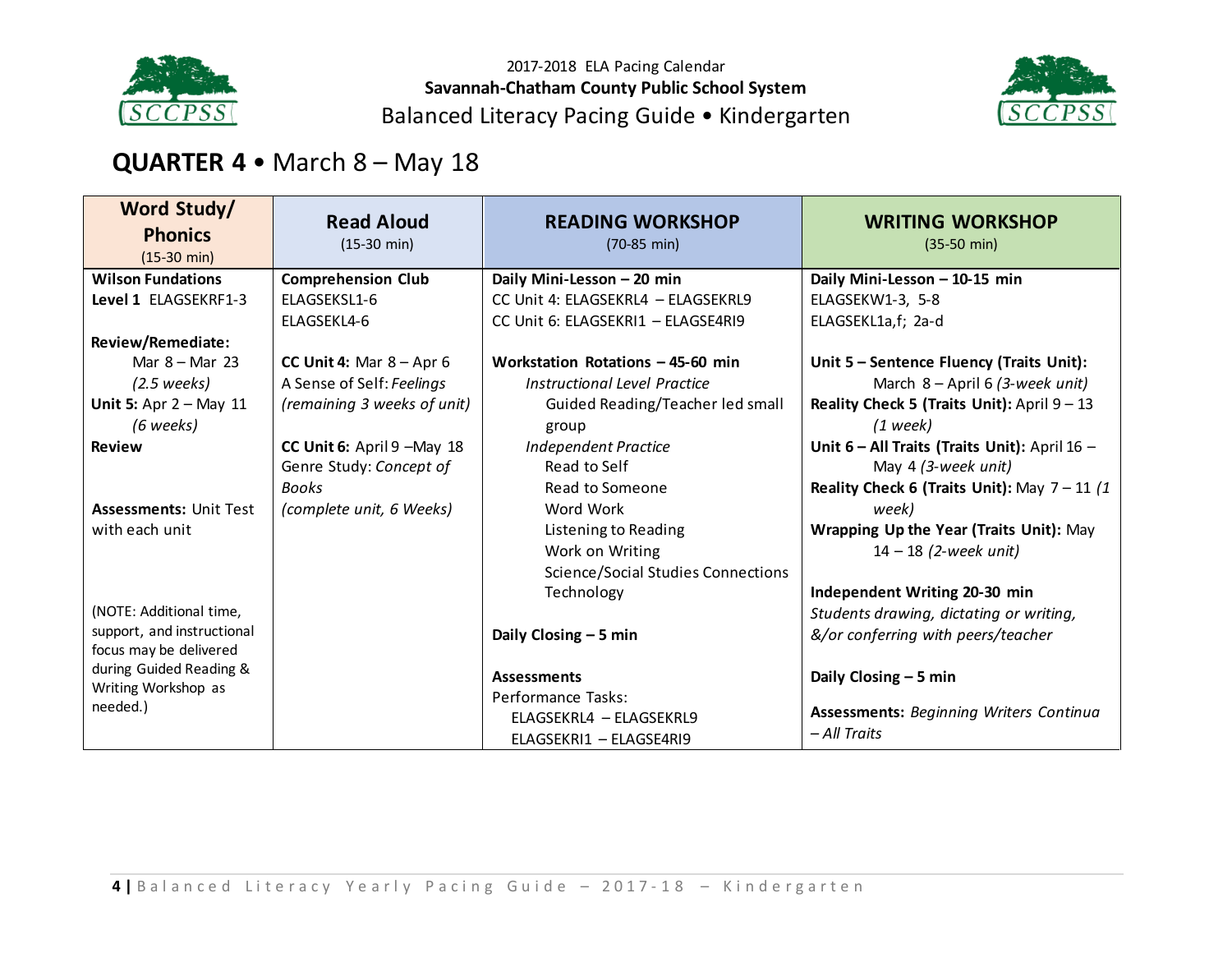2017-2018 ELA Pacing Calendar
**Savannah-Chatham County Public School System**
Balanced Literacy Pacing Guide • Kindergarten

## QUARTER 4 • March 8 – May 18

| **Word Study/ Phonics** (15-30 min) | **Read Aloud** (15-30 min) | **READING WORKSHOP** (70-85 min) | **WRITING WORKSHOP** (35-50 min) |
|---|---|---|---|
| **Wilson Fundations Level 1** ELAGSEKRF1-3<br><br>**Review/Remediate:** Mar 8 – Mar 23 *(2.5 weeks)*<br>**Unit 5:** Apr 2 – May 11 *(6 weeks)*<br>**Review**<br><br>**Assessments:** Unit Test with each unit<br><br>(NOTE: Additional time, support, and instructional focus may be delivered during Guided Reading & Writing Workshop as needed.) | **Comprehension Club**<br>ELAGSEKSL1-6<br>ELAGSEKL4-6<br><br>**CC Unit 4:** Mar 8 – Apr 6<br>A Sense of Self: *Feelings*<br>*(remaining 3 weeks of unit)*<br><br>**CC Unit 6:** April 9 –May 18<br>Genre Study: *Concept of Books*<br>*(complete unit, 6 Weeks)* | **Daily Mini-Lesson – 20 min**<br>CC Unit 4: ELAGSEKRL4 – ELAGSEKRL9<br>CC Unit 6: ELAGSEKRI1 – ELAGSE4RI9<br><br>**Workstation Rotations – 45-60 min**<br>*Instructional Level Practice*<br>Guided Reading/Teacher led small group<br>*Independent Practice*<br>Read to Self<br>Read to Someone<br>Word Work<br>Listening to Reading<br>Work on Writing<br>Science/Social Studies Connections<br>Technology<br><br>**Daily Closing – 5 min**<br><br>**Assessments**<br>Performance Tasks:<br>ELAGSEKRL4 – ELAGSEKRL9<br>ELAGSEKRI1 – ELAGSE4RI9 | **Daily Mini-Lesson – 10-15 min**<br>ELAGSEKW1-3, 5-8<br>ELAGSEKL1a,f; 2a-d<br><br>**Unit 5 – Sentence Fluency (Traits Unit):** March 8 – April 6 *(3-week unit)*<br>**Reality Check 5 (Traits Unit):** April 9 – 13 *(1 week)*<br>**Unit 6 – All Traits (Traits Unit):** April 16 – May 4 *(3-week unit)*<br>**Reality Check 6 (Traits Unit):** May 7 – 11 *(1 week)*<br>**Wrapping Up the Year (Traits Unit):** May 14 – 18 *(2-week unit)*<br><br>**Independent Writing 20-30 min**<br>*Students drawing, dictating or writing, &/or conferring with peers/teacher*<br><br>**Daily Closing – 5 min**<br><br>**Assessments:** *Beginning Writers Continua – All Traits* |